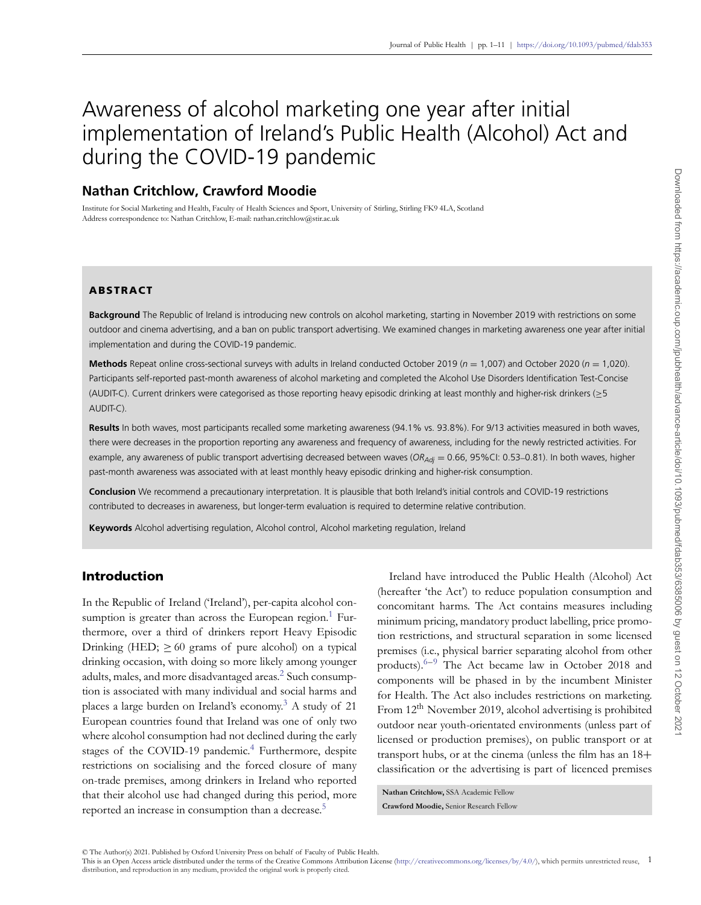# Awareness of alcohol marketing one year after initial implementation of Ireland's Public Health (Alcohol) Act and during the COVID-19 pandemic

## Nathan Critchlow, Crawford Moodie

Institute for Social Marketing and Health, Faculty of Health Sciences and Sport, University of Stirling, Stirling FK9 4LA, Scotland
Address correspondence to: Nathan Critchlow, E-mail: nathan.critchlow@stir.ac.uk

### ABSTRACT

**Background** The Republic of Ireland is introducing new controls on alcohol marketing, starting in November 2019 with restrictions on some outdoor and cinema advertising, and a ban on public transport advertising. We examined changes in marketing awareness one year after initial implementation and during the COVID-19 pandemic.

**Methods** Repeat online cross-sectional surveys with adults in Ireland conducted October 2019 ($n$ = 1,007) and October 2020 ($n$ = 1,020). Participants self-reported past-month awareness of alcohol marketing and completed the Alcohol Use Disorders Identification Test-Concise (AUDIT-C). Current drinkers were categorised as those reporting heavy episodic drinking at least monthly and higher-risk drinkers (≥5 AUDIT-C).

**Results** In both waves, most participants recalled some marketing awareness (94.1% vs. 93.8%). For 9/13 activities measured in both waves, there were decreases in the proportion reporting any awareness and frequency of awareness, including for the newly restricted activities. For example, any awareness of public transport advertising decreased between waves ($OR_{Adj}$ = 0.66, 95%CI: 0.53–0.81). In both waves, higher past-month awareness was associated with at least monthly heavy episodic drinking and higher-risk consumption.

**Conclusion** We recommend a precautionary interpretation. It is plausible that both Ireland's initial controls and COVID-19 restrictions contributed to decreases in awareness, but longer-term evaluation is required to determine relative contribution.

**Keywords** Alcohol advertising regulation, Alcohol control, Alcohol marketing regulation, Ireland

## Introduction

In the Republic of Ireland ('Ireland'), per-capita alcohol consumption is greater than across the European region.[1] Furthermore, over a third of drinkers report Heavy Episodic Drinking (HED; ≥ 60 grams of pure alcohol) on a typical drinking occasion, with doing so more likely among younger adults, males, and more disadvantaged areas.[2] Such consumption is associated with many individual and social harms and places a large burden on Ireland's economy.[3] A study of 21 European countries found that Ireland was one of only two where alcohol consumption had not declined during the early stages of the COVID-19 pandemic.[4] Furthermore, despite restrictions on socialising and the forced closure of many on-trade premises, among drinkers in Ireland who reported that their alcohol use had changed during this period, more reported an increase in consumption than a decrease.[5]

Ireland have introduced the Public Health (Alcohol) Act (hereafter 'the Act') to reduce population consumption and concomitant harms. The Act contains measures including minimum pricing, mandatory product labelling, price promotion restrictions, and structural separation in some licensed premises (i.e., physical barrier separating alcohol from other products).[6–9] The Act became law in October 2018 and components will be phased in by the incumbent Minister for Health. The Act also includes restrictions on marketing. From 12th November 2019, alcohol advertising is prohibited outdoor near youth-orientated environments (unless part of licensed or production premises), on public transport or at transport hubs, or at the cinema (unless the film has an 18+ classification or the advertising is part of licenced premises

**Nathan Critchlow,** SSA Academic Fellow
**Crawford Moodie,** Senior Research Fellow

© The Author(s) 2021. Published by Oxford University Press on behalf of Faculty of Public Health.
This is an Open Access article distributed under the terms of the Creative Commons Attribution License (http://creativecommons.org/licenses/by/4.0/), which permits unrestricted reuse, distribution, and reproduction in any medium, provided the original work is properly cited.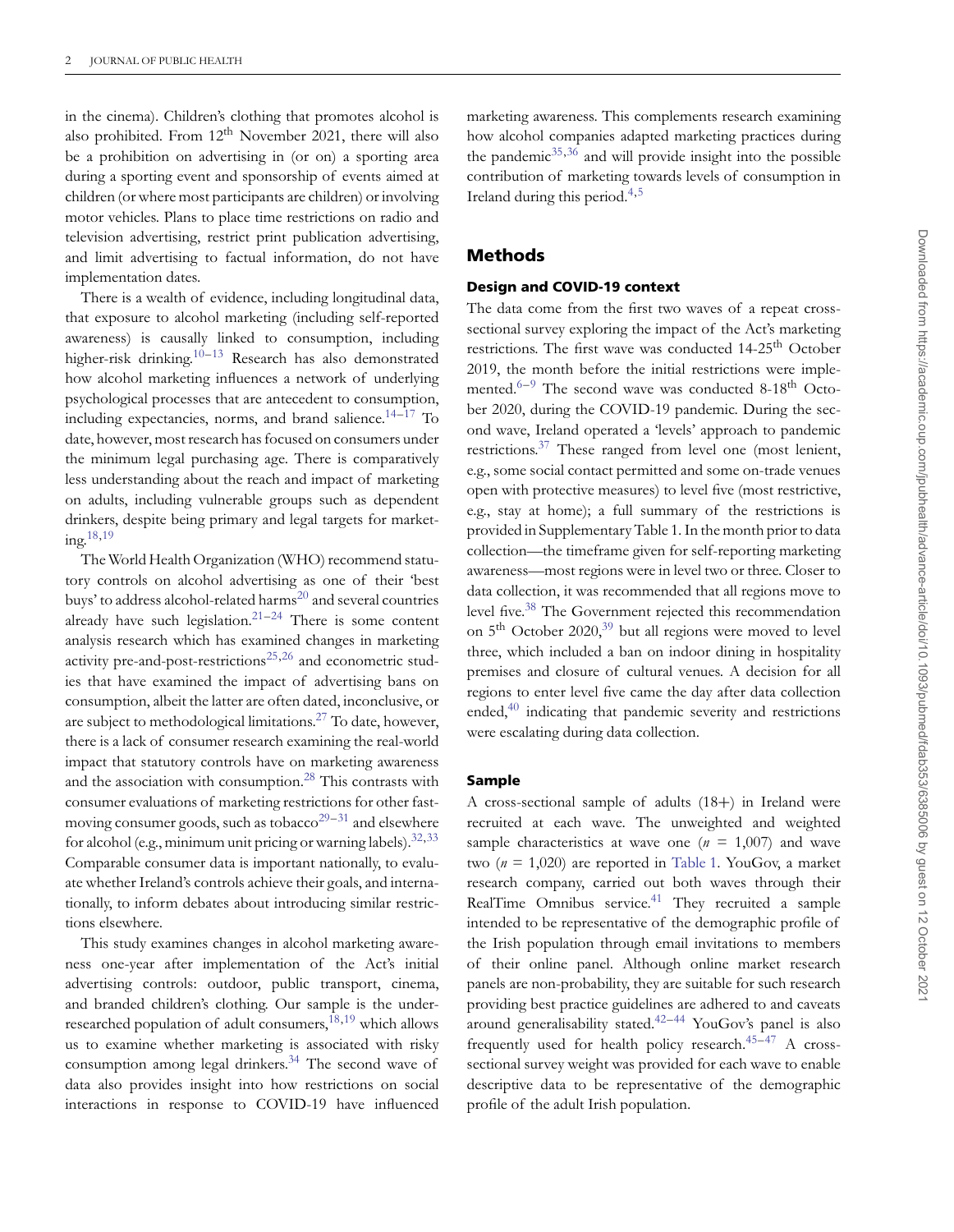in the cinema). Children's clothing that promotes alcohol is also prohibited. From 12th November 2021, there will also be a prohibition on advertising in (or on) a sporting area during a sporting event and sponsorship of events aimed at children (or where most participants are children) or involving motor vehicles. Plans to place time restrictions on radio and television advertising, restrict print publication advertising, and limit advertising to factual information, do not have implementation dates.

There is a wealth of evidence, including longitudinal data, that exposure to alcohol marketing (including self-reported awareness) is causally linked to consumption, including higher-risk drinking.[10–13] Research has also demonstrated how alcohol marketing influences a network of underlying psychological processes that are antecedent to consumption, including expectancies, norms, and brand salience.[14–17] To date, however, most research has focused on consumers under the minimum legal purchasing age. There is comparatively less understanding about the reach and impact of marketing on adults, including vulnerable groups such as dependent drinkers, despite being primary and legal targets for marketing.[18,19]

The World Health Organization (WHO) recommend statutory controls on alcohol advertising as one of their 'best buys' to address alcohol-related harms[20] and several countries already have such legislation.[21–24] There is some content analysis research which has examined changes in marketing activity pre-and-post-restrictions[25,26] and econometric studies that have examined the impact of advertising bans on consumption, albeit the latter are often dated, inconclusive, or are subject to methodological limitations.[27] To date, however, there is a lack of consumer research examining the real-world impact that statutory controls have on marketing awareness and the association with consumption.[28] This contrasts with consumer evaluations of marketing restrictions for other fast-moving consumer goods, such as tobacco[29–31] and elsewhere for alcohol (e.g., minimum unit pricing or warning labels).[32,33] Comparable consumer data is important nationally, to evaluate whether Ireland's controls achieve their goals, and internationally, to inform debates about introducing similar restrictions elsewhere.

This study examines changes in alcohol marketing awareness one-year after implementation of the Act's initial advertising controls: outdoor, public transport, cinema, and branded children's clothing. Our sample is the under-researched population of adult consumers,[18,19] which allows us to examine whether marketing is associated with risky consumption among legal drinkers.[34] The second wave of data also provides insight into how restrictions on social interactions in response to COVID-19 have influenced marketing awareness. This complements research examining how alcohol companies adapted marketing practices during the pandemic[35,36] and will provide insight into the possible contribution of marketing towards levels of consumption in Ireland during this period.[4,5]

## Methods

### Design and COVID-19 context

The data come from the first two waves of a repeat cross-sectional survey exploring the impact of the Act's marketing restrictions. The first wave was conducted 14-25th October 2019, the month before the initial restrictions were implemented.[6–9] The second wave was conducted 8-18th October 2020, during the COVID-19 pandemic. During the second wave, Ireland operated a 'levels' approach to pandemic restrictions.[37] These ranged from level one (most lenient, e.g., some social contact permitted and some on-trade venues open with protective measures) to level five (most restrictive, e.g., stay at home); a full summary of the restrictions is provided in Supplementary Table 1. In the month prior to data collection—the timeframe given for self-reporting marketing awareness—most regions were in level two or three. Closer to data collection, it was recommended that all regions move to level five.[38] The Government rejected this recommendation on 5th October 2020,[39] but all regions were moved to level three, which included a ban on indoor dining in hospitality premises and closure of cultural venues. A decision for all regions to enter level five came the day after data collection ended,[40] indicating that pandemic severity and restrictions were escalating during data collection.

### Sample

A cross-sectional sample of adults (18+) in Ireland were recruited at each wave. The unweighted and weighted sample characteristics at wave one ($n$ = 1,007) and wave two ($n$ = 1,020) are reported in Table 1. YouGov, a market research company, carried out both waves through their RealTime Omnibus service.[41] They recruited a sample intended to be representative of the demographic profile of the Irish population through email invitations to members of their online panel. Although online market research panels are non-probability, they are suitable for such research providing best practice guidelines are adhered to and caveats around generalisability stated.[42–44] YouGov's panel is also frequently used for health policy research.[45–47] A cross-sectional survey weight was provided for each wave to enable descriptive data to be representative of the demographic profile of the adult Irish population.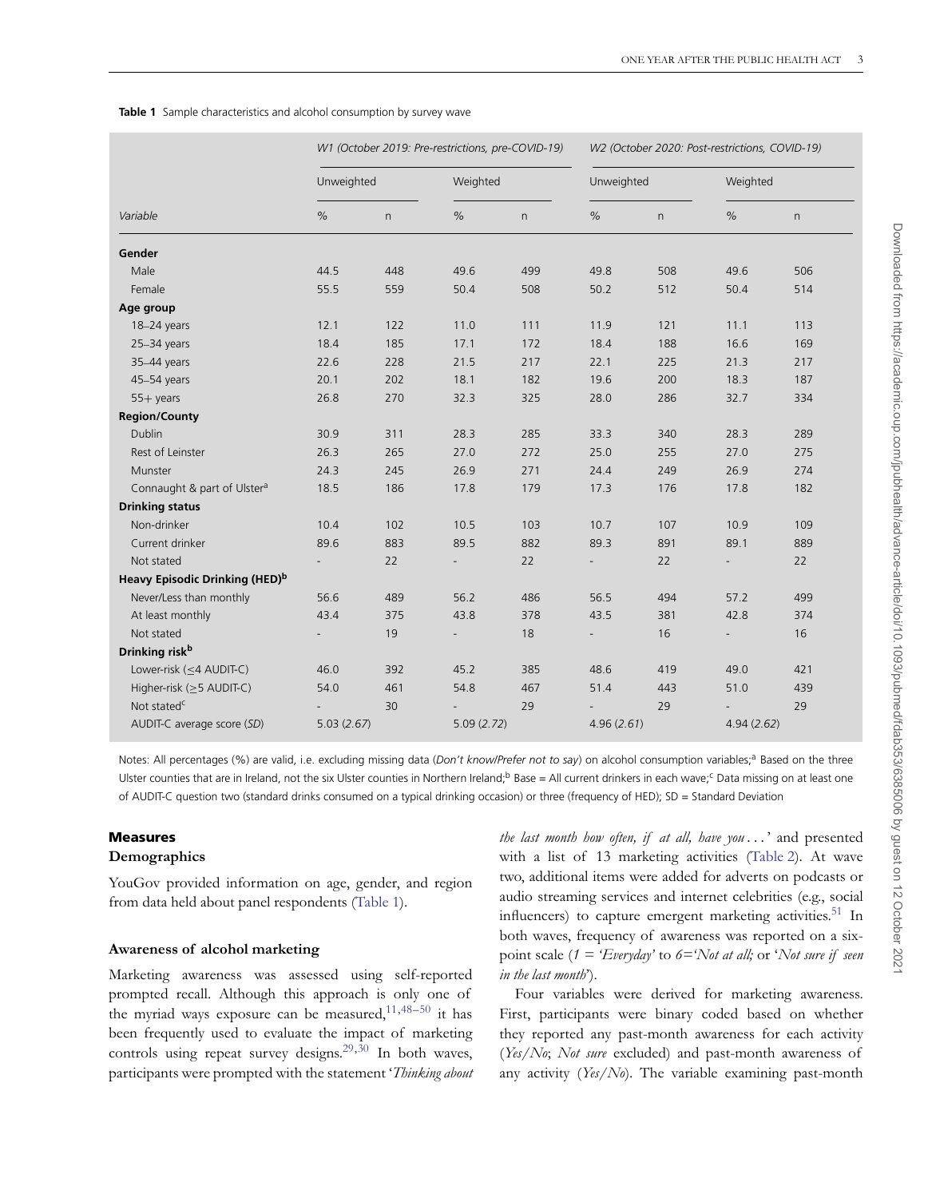**Table 1** Sample characteristics and alcohol consumption by survey wave

| Variable | W1 (October 2019: Pre-restrictions, pre-COVID-19) | | | | W2 (October 2020: Post-restrictions, COVID-19) | | | |
|---|---|---|---|---|---|---|---|---|
| | Unweighted | | Weighted | | Unweighted | | Weighted | |
| | % | n | % | n | % | n | % | n |
| **Gender** | | | | | | | | |
| Male | 44.5 | 448 | 49.6 | 499 | 49.8 | 508 | 49.6 | 506 |
| Female | 55.5 | 559 | 50.4 | 508 | 50.2 | 512 | 50.4 | 514 |
| **Age group** | | | | | | | | |
| 18–24 years | 12.1 | 122 | 11.0 | 111 | 11.9 | 121 | 11.1 | 113 |
| 25–34 years | 18.4 | 185 | 17.1 | 172 | 18.4 | 188 | 16.6 | 169 |
| 35–44 years | 22.6 | 228 | 21.5 | 217 | 22.1 | 225 | 21.3 | 217 |
| 45–54 years | 20.1 | 202 | 18.1 | 182 | 19.6 | 200 | 18.3 | 187 |
| 55+ years | 26.8 | 270 | 32.3 | 325 | 28.0 | 286 | 32.7 | 334 |
| **Region/County** | | | | | | | | |
| Dublin | 30.9 | 311 | 28.3 | 285 | 33.3 | 340 | 28.3 | 289 |
| Rest of Leinster | 26.3 | 265 | 27.0 | 272 | 25.0 | 255 | 27.0 | 275 |
| Munster | 24.3 | 245 | 26.9 | 271 | 24.4 | 249 | 26.9 | 274 |
| Connaught & part of Ulster[a] | 18.5 | 186 | 17.8 | 179 | 17.3 | 176 | 17.8 | 182 |
| **Drinking status** | | | | | | | | |
| Non-drinker | 10.4 | 102 | 10.5 | 103 | 10.7 | 107 | 10.9 | 109 |
| Current drinker | 89.6 | 883 | 89.5 | 882 | 89.3 | 891 | 89.1 | 889 |
| Not stated | - | 22 | - | 22 | - | 22 | - | 22 |
| **Heavy Episodic Drinking (HED)[b]** | | | | | | | | |
| Never/Less than monthly | 56.6 | 489 | 56.2 | 486 | 56.5 | 494 | 57.2 | 499 |
| At least monthly | 43.4 | 375 | 43.8 | 378 | 43.5 | 381 | 42.8 | 374 |
| Not stated | - | 19 | - | 18 | - | 16 | - | 16 |
| **Drinking risk[b]** | | | | | | | | |
| Lower-risk (≤4 AUDIT-C) | 46.0 | 392 | 45.2 | 385 | 48.6 | 419 | 49.0 | 421 |
| Higher-risk (≥5 AUDIT-C) | 54.0 | 461 | 54.8 | 467 | 51.4 | 443 | 51.0 | 439 |
| Not stated[c] | - | 30 | - | 29 | - | 29 | - | 29 |
| AUDIT-C average score (*SD*) | 5.03 (*2.67*) | | 5.09 (*2.72*) | | 4.96 (*2.61*) | | 4.94 (*2.62*) | |

Notes: All percentages (%) are valid, i.e. excluding missing data (*Don't know/Prefer not to say*) on alcohol consumption variables;[a] Based on the three Ulster counties that are in Ireland, not the six Ulster counties in Northern Ireland;[b] Base = All current drinkers in each wave;[c] Data missing on at least one of AUDIT-C question two (standard drinks consumed on a typical drinking occasion) or three (frequency of HED); SD = Standard Deviation

## Measures

### Demographics

YouGov provided information on age, gender, and region from data held about panel respondents (Table 1).

### Awareness of alcohol marketing

Marketing awareness was assessed using self-reported prompted recall. Although this approach is only one of the myriad ways exposure can be measured,[11,48–50] it has been frequently used to evaluate the impact of marketing controls using repeat survey designs.[29,30] In both waves, participants were prompted with the statement '*Thinking about the last month how often, if at all, have you ...*' and presented with a list of 13 marketing activities (Table 2). At wave two, additional items were added for adverts on podcasts or audio streaming services and internet celebrities (e.g., social influencers) to capture emergent marketing activities.[51] In both waves, frequency of awareness was reported on a six-point scale (*1 = 'Everyday'* to *6='Not at all;* or '*Not sure if seen in the last month*').

Four variables were derived for marketing awareness. First, participants were binary coded based on whether they reported any past-month awareness for each activity (*Yes/No*; *Not sure* excluded) and past-month awareness of any activity (*Yes/No*). The variable examining past-month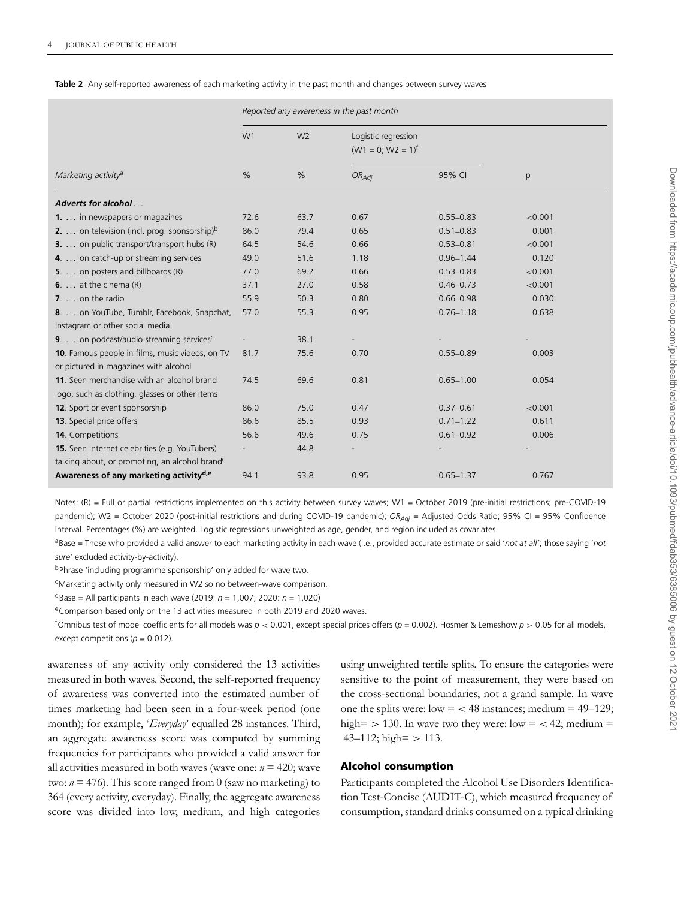**Table 2** Any self-reported awareness of each marketing activity in the past month and changes between survey waves

| | Reported any awareness in the past month | | | | |
|---|---|---|---|---|---|
| | W1 | W2 | Logistic regression (W1 = 0; W2 = 1)[f] | | |
| *Marketing activity*[a] | % | % | $OR_{Adj}$ | 95% CI | p |
| ***Adverts for alcohol...*** | | | | | |
| **1.** ... in newspapers or magazines | 72.6 | 63.7 | 0.67 | 0.55–0.83 | <0.001 |
| **2.** ... on television (incl. prog. sponsorship)[b] | 86.0 | 79.4 | 0.65 | 0.51–0.83 | 0.001 |
| **3.** ... on public transport/transport hubs (R) | 64.5 | 54.6 | 0.66 | 0.53–0.81 | <0.001 |
| **4.** ... on catch-up or streaming services | 49.0 | 51.6 | 1.18 | 0.96–1.44 | 0.120 |
| **5.** ... on posters and billboards (R) | 77.0 | 69.2 | 0.66 | 0.53–0.83 | <0.001 |
| **6.** ... at the cinema (R) | 37.1 | 27.0 | 0.58 | 0.46–0.73 | <0.001 |
| **7.** ... on the radio | 55.9 | 50.3 | 0.80 | 0.66–0.98 | 0.030 |
| **8.** ... on YouTube, Tumblr, Facebook, Snapchat, Instagram or other social media | 57.0 | 55.3 | 0.95 | 0.76–1.18 | 0.638 |
| **9.** ... on podcast/audio streaming services[c] | - | 38.1 | - | - | - |
| **10**. Famous people in films, music videos, on TV or pictured in magazines with alcohol | 81.7 | 75.6 | 0.70 | 0.55–0.89 | 0.003 |
| **11**. Seen merchandise with an alcohol brand logo, such as clothing, glasses or other items | 74.5 | 69.6 | 0.81 | 0.65–1.00 | 0.054 |
| **12**. Sport or event sponsorship | 86.0 | 75.0 | 0.47 | 0.37–0.61 | <0.001 |
| **13**. Special price offers | 86.6 | 85.5 | 0.93 | 0.71–1.22 | 0.611 |
| **14**. Competitions | 56.6 | 49.6 | 0.75 | 0.61–0.92 | 0.006 |
| **15.** Seen internet celebrities (e.g. YouTubers) talking about, or promoting, an alcohol brand[c] | - | 44.8 | - | - | - |
| **Awareness of any marketing activity[d,e]** | 94.1 | 93.8 | 0.95 | 0.65–1.37 | 0.767 |

Notes: (R) = Full or partial restrictions implemented on this activity between survey waves; W1 = October 2019 (pre-initial restrictions; pre-COVID-19 pandemic); W2 = October 2020 (post-initial restrictions and during COVID-19 pandemic); $OR_{Adj}$ = Adjusted Odds Ratio; 95% CI = 95% Confidence Interval. Percentages (%) are weighted. Logistic regressions unweighted as age, gender, and region included as covariates.

[a]Base = Those who provided a valid answer to each marketing activity in each wave (i.e., provided accurate estimate or said '*not at all*'; those saying '*not sure*' excluded activity-by-activity).

[b]Phrase 'including programme sponsorship' only added for wave two.

[c]Marketing activity only measured in W2 so no between-wave comparison.

[d]Base = All participants in each wave (2019: $n$ = 1,007; 2020: $n$ = 1,020)

[e]Comparison based only on the 13 activities measured in both 2019 and 2020 waves.

[f]Omnibus test of model coefficients for all models was $p < 0.001$, except special prices offers ($p = 0.002$). Hosmer & Lemeshow $p > 0.05$ for all models, except competitions ($p = 0.012$).

awareness of any activity only considered the 13 activities measured in both waves. Second, the self-reported frequency of awareness was converted into the estimated number of times marketing had been seen in a four-week period (one month); for example, '*Everyday*' equalled 28 instances. Third, an aggregate awareness score was computed by summing frequencies for participants who provided a valid answer for all activities measured in both waves (wave one: $n = 420$; wave two: $n = 476$). This score ranged from 0 (saw no marketing) to 364 (every activity, everyday). Finally, the aggregate awareness score was divided into low, medium, and high categories using unweighted tertile splits. To ensure the categories were sensitive to the point of measurement, they were based on the cross-sectional boundaries, not a grand sample. In wave one the splits were: low = < 48 instances; medium = 49–129; high= > 130. In wave two they were: low = < 42; medium = 43–112; high= > 113.

### Alcohol consumption

Participants completed the Alcohol Use Disorders Identification Test-Concise (AUDIT-C), which measured frequency of consumption, standard drinks consumed on a typical drinking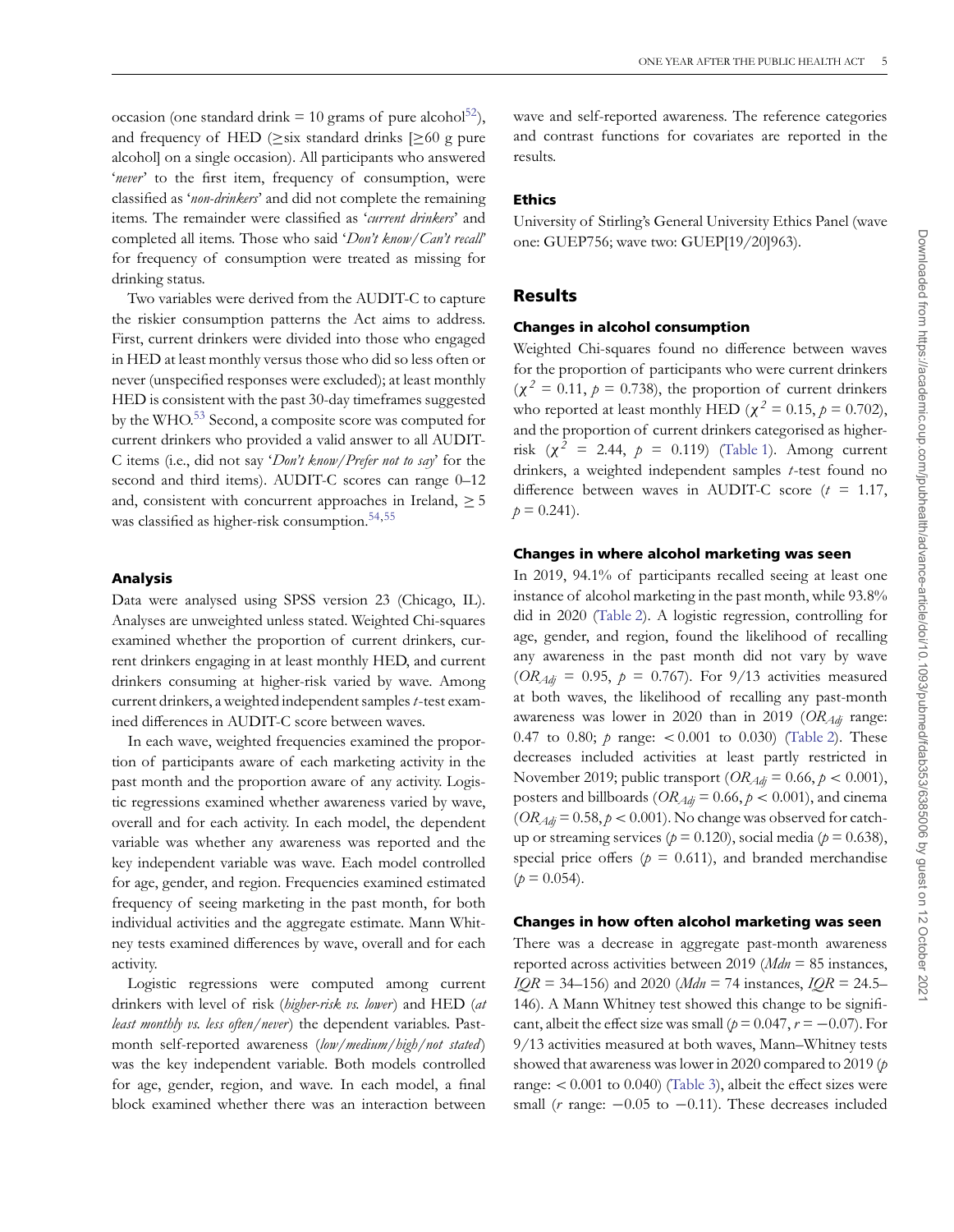occasion (one standard drink = 10 grams of pure alcohol[52]), and frequency of HED (≥six standard drinks [≥60 g pure alcohol] on a single occasion). All participants who answered '*never*' to the first item, frequency of consumption, were classified as '*non-drinkers*' and did not complete the remaining items. The remainder were classified as '*current drinkers*' and completed all items. Those who said '*Don't know/Can't recall*' for frequency of consumption were treated as missing for drinking status.

Two variables were derived from the AUDIT-C to capture the riskier consumption patterns the Act aims to address. First, current drinkers were divided into those who engaged in HED at least monthly versus those who did so less often or never (unspecified responses were excluded); at least monthly HED is consistent with the past 30-day timeframes suggested by the WHO.[53] Second, a composite score was computed for current drinkers who provided a valid answer to all AUDIT-C items (i.e., did not say '*Don't know/Prefer not to say*' for the second and third items). AUDIT-C scores can range 0–12 and, consistent with concurrent approaches in Ireland, ≥ 5 was classified as higher-risk consumption.[54,55]

### Analysis

Data were analysed using SPSS version 23 (Chicago, IL). Analyses are unweighted unless stated. Weighted Chi-squares examined whether the proportion of current drinkers, current drinkers engaging in at least monthly HED, and current drinkers consuming at higher-risk varied by wave. Among current drinkers, a weighted independent samples *t*-test examined differences in AUDIT-C score between waves.

In each wave, weighted frequencies examined the proportion of participants aware of each marketing activity in the past month and the proportion aware of any activity. Logistic regressions examined whether awareness varied by wave, overall and for each activity. In each model, the dependent variable was whether any awareness was reported and the key independent variable was wave. Each model controlled for age, gender, and region. Frequencies examined estimated frequency of seeing marketing in the past month, for both individual activities and the aggregate estimate. Mann Whitney tests examined differences by wave, overall and for each activity.

Logistic regressions were computed among current drinkers with level of risk (*higher-risk vs. lower*) and HED (*at least monthly vs. less often/never*) the dependent variables. Past-month self-reported awareness (*low/medium/high/not stated*) was the key independent variable. Both models controlled for age, gender, region, and wave. In each model, a final block examined whether there was an interaction between wave and self-reported awareness. The reference categories and contrast functions for covariates are reported in the results.

### Ethics

University of Stirling's General University Ethics Panel (wave one: GUEP756; wave two: GUEP[19/20]963).

## Results

### Changes in alcohol consumption

Weighted Chi-squares found no difference between waves for the proportion of participants who were current drinkers ($\chi^2 = 0.11$, $p = 0.738$), the proportion of current drinkers who reported at least monthly HED ($\chi^2 = 0.15$, $p = 0.702$), and the proportion of current drinkers categorised as higher-risk ($\chi^2 = 2.44$, $p = 0.119$) (Table 1). Among current drinkers, a weighted independent samples *t*-test found no difference between waves in AUDIT-C score ($t = 1.17$, $p = 0.241$).

### Changes in where alcohol marketing was seen

In 2019, 94.1% of participants recalled seeing at least one instance of alcohol marketing in the past month, while 93.8% did in 2020 (Table 2). A logistic regression, controlling for age, gender, and region, found the likelihood of recalling any awareness in the past month did not vary by wave ($OR_{Adj} = 0.95$, $p = 0.767$). For 9/13 activities measured at both waves, the likelihood of recalling any past-month awareness was lower in 2020 than in 2019 ($OR_{Adj}$ range: 0.47 to 0.80; $p$ range: $< 0.001$ to 0.030) (Table 2). These decreases included activities at least partly restricted in November 2019; public transport ($OR_{Adj} = 0.66$, $p < 0.001$), posters and billboards ($OR_{Adj} = 0.66$, $p < 0.001$), and cinema ($OR_{Adj} = 0.58$, $p < 0.001$). No change was observed for catch-up or streaming services ($p = 0.120$), social media ($p = 0.638$), special price offers ($p = 0.611$), and branded merchandise ($p = 0.054$).

### Changes in how often alcohol marketing was seen

There was a decrease in aggregate past-month awareness reported across activities between 2019 (*Mdn* = 85 instances, *IQR* = 34–156) and 2020 (*Mdn* = 74 instances, *IQR* = 24.5–146). A Mann Whitney test showed this change to be significant, albeit the effect size was small ($p = 0.047$, $r = -0.07$). For 9/13 activities measured at both waves, Mann–Whitney tests showed that awareness was lower in 2020 compared to 2019 ($p$ range: $< 0.001$ to 0.040) (Table 3), albeit the effect sizes were small ($r$ range: $-0.05$ to $-0.11$). These decreases included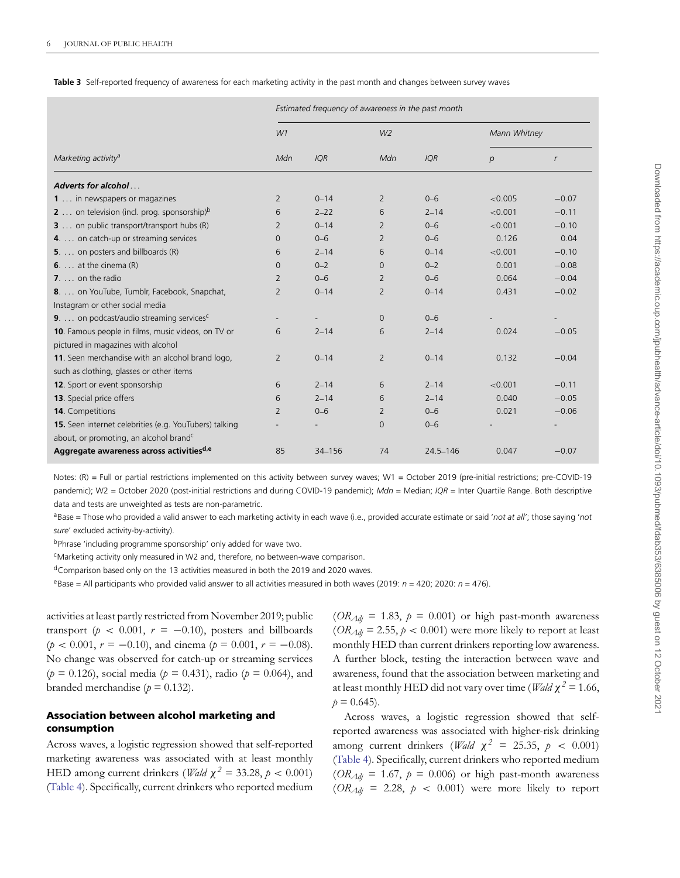**Table 3** Self-reported frequency of awareness for each marketing activity in the past month and changes between survey waves

| | *Estimated frequency of awareness in the past month* | | | | | |
|---|---|---|---|---|---|---|
| | *W1* | | *W2* | | *Mann Whitney* | |
| *Marketing activity*[a] | *Mdn* | *IQR* | *Mdn* | *IQR* | *p* | *r* |
| ***Adverts for alcohol…*** | | | | | | |
| **1** … in newspapers or magazines | 2 | 0–14 | 2 | 0–6 | <0.005 | −0.07 |
| **2** … on television (incl. prog. sponsorship)[b] | 6 | 2–22 | 6 | 2–14 | <0.001 | −0.11 |
| **3** … on public transport/transport hubs (R) | 2 | 0–14 | 2 | 0–6 | <0.001 | −0.10 |
| **4**. … on catch-up or streaming services | 0 | 0–6 | 2 | 0–6 | 0.126 | 0.04 |
| **5**. … on posters and billboards (R) | 6 | 2–14 | 6 | 0–14 | <0.001 | −0.10 |
| **6**. … at the cinema (R) | 0 | 0–2 | 0 | 0–2 | 0.001 | −0.08 |
| **7**. … on the radio | 2 | 0–6 | 2 | 0–6 | 0.064 | −0.04 |
| **8**. … on YouTube, Tumblr, Facebook, Snapchat, Instagram or other social media | 2 | 0–14 | 2 | 0–14 | 0.431 | −0.02 |
| **9**. … on podcast/audio streaming services[c] | - | - | 0 | 0–6 | - | - |
| **10**. Famous people in films, music videos, on TV or pictured in magazines with alcohol | 6 | 2–14 | 6 | 2–14 | 0.024 | −0.05 |
| **11**. Seen merchandise with an alcohol brand logo, such as clothing, glasses or other items | 2 | 0–14 | 2 | 0–14 | 0.132 | −0.04 |
| **12**. Sport or event sponsorship | 6 | 2–14 | 6 | 2–14 | <0.001 | −0.11 |
| **13**. Special price offers | 6 | 2–14 | 6 | 2–14 | 0.040 | −0.05 |
| **14**. Competitions | 2 | 0–6 | 2 | 0–6 | 0.021 | −0.06 |
| **15**. Seen internet celebrities (e.g. YouTubers) talking about, or promoting, an alcohol brand[c] | - | - | 0 | 0–6 | - | - |
| **Aggregate awareness across activities[d,e]** | 85 | 34–156 | 74 | 24.5–146 | 0.047 | −0.07 |

Notes: (R) = Full or partial restrictions implemented on this activity between survey waves; W1 = October 2019 (pre-initial restrictions; pre-COVID-19 pandemic); W2 = October 2020 (post-initial restrictions and during COVID-19 pandemic); *Mdn* = Median; *IQR* = Inter Quartile Range. Both descriptive data and tests are unweighted as tests are non-parametric.

[a]Base = Those who provided a valid answer to each marketing activity in each wave (i.e., provided accurate estimate or said '*not at all*'; those saying '*not sure*' excluded activity-by-activity).

[b]Phrase 'including programme sponsorship' only added for wave two.

[c]Marketing activity only measured in W2 and, therefore, no between-wave comparison.

[d]Comparison based only on the 13 activities measured in both the 2019 and 2020 waves.

[e]Base = All participants who provided valid answer to all activities measured in both waves (2019: $n = 420$; 2020: $n = 476$).

activities at least partly restricted from November 2019; public transport ($p < 0.001$, $r = -0.10$), posters and billboards ($p < 0.001$, $r = -0.10$), and cinema ($p = 0.001$, $r = -0.08$). No change was observed for catch-up or streaming services ($p = 0.126$), social media ($p = 0.431$), radio ($p = 0.064$), and branded merchandise ($p = 0.132$).

### Association between alcohol marketing and consumption

Across waves, a logistic regression showed that self-reported marketing awareness was associated with at least monthly HED among current drinkers (*Wald* $\chi^2 = 33.28$, $p < 0.001$) (Table 4). Specifically, current drinkers who reported medium ($OR_{Adj} = 1.83$, $p = 0.001$) or high past-month awareness ($OR_{Adj} = 2.55$, $p < 0.001$) were more likely to report at least monthly HED than current drinkers reporting low awareness. A further block, testing the interaction between wave and awareness, found that the association between marketing and at least monthly HED did not vary over time (*Wald* $\chi^2 = 1.66$, $p = 0.645$).

Across waves, a logistic regression showed that self-reported awareness was associated with higher-risk drinking among current drinkers (*Wald* $\chi^2 = 25.35$, $p < 0.001$) (Table 4). Specifically, current drinkers who reported medium ($OR_{Adj} = 1.67$, $p = 0.006$) or high past-month awareness ($OR_{Adj} = 2.28$, $p < 0.001$) were more likely to report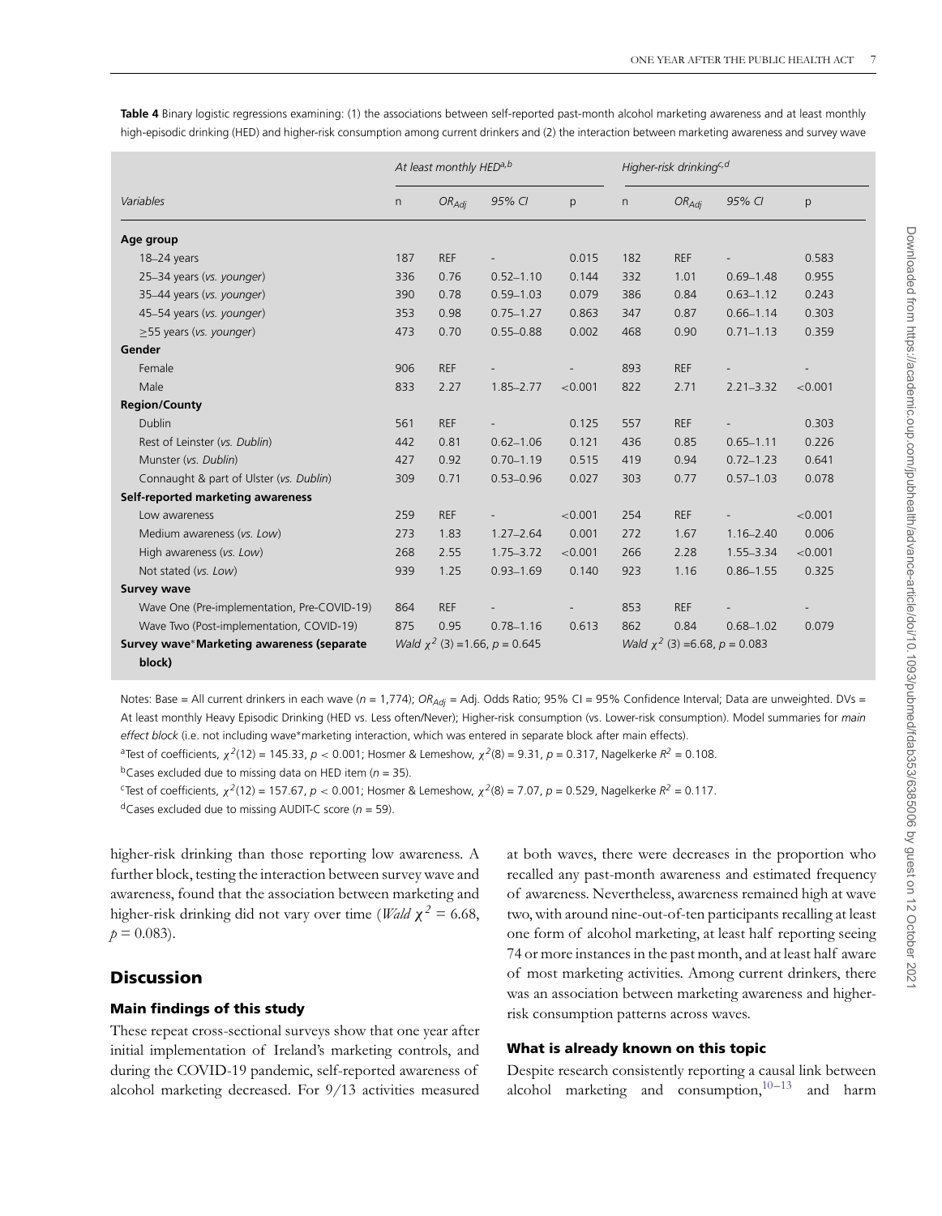**Table 4** Binary logistic regressions examining: (1) the associations between self-reported past-month alcohol marketing awareness and at least monthly high-episodic drinking (HED) and higher-risk consumption among current drinkers and (2) the interaction between marketing awareness and survey wave

| | At least monthly HED[a,b] | | | | Higher-risk drinking[c,d] | | | |
|---|---|---|---|---|---|---|---|---|
| *Variables* | n | $OR_{Adj}$ | *95% CI* | p | n | $OR_{Adj}$ | *95% CI* | p |
| **Age group** | | | | | | | | |
| 18–24 years | 187 | REF | - | 0.015 | 182 | REF | - | 0.583 |
| 25–34 years (*vs. younger*) | 336 | 0.76 | 0.52–1.10 | 0.144 | 332 | 1.01 | 0.69–1.48 | 0.955 |
| 35–44 years (*vs. younger*) | 390 | 0.78 | 0.59–1.03 | 0.079 | 386 | 0.84 | 0.63–1.12 | 0.243 |
| 45–54 years (*vs. younger*) | 353 | 0.98 | 0.75–1.27 | 0.863 | 347 | 0.87 | 0.66–1.14 | 0.303 |
| ≥55 years (*vs. younger*) | 473 | 0.70 | 0.55–0.88 | 0.002 | 468 | 0.90 | 0.71–1.13 | 0.359 |
| **Gender** | | | | | | | | |
| Female | 906 | REF | - | - | 893 | REF | - | - |
| Male | 833 | 2.27 | 1.85–2.77 | <0.001 | 822 | 2.71 | 2.21–3.32 | <0.001 |
| **Region/County** | | | | | | | | |
| Dublin | 561 | REF | - | 0.125 | 557 | REF | - | 0.303 |
| Rest of Leinster (*vs. Dublin*) | 442 | 0.81 | 0.62–1.06 | 0.121 | 436 | 0.85 | 0.65–1.11 | 0.226 |
| Munster (*vs. Dublin*) | 427 | 0.92 | 0.70–1.19 | 0.515 | 419 | 0.94 | 0.72–1.23 | 0.641 |
| Connaught & part of Ulster (*vs. Dublin*) | 309 | 0.71 | 0.53–0.96 | 0.027 | 303 | 0.77 | 0.57–1.03 | 0.078 |
| **Self-reported marketing awareness** | | | | | | | | |
| Low awareness | 259 | REF | - | <0.001 | 254 | REF | - | <0.001 |
| Medium awareness (*vs. Low*) | 273 | 1.83 | 1.27–2.64 | 0.001 | 272 | 1.67 | 1.16–2.40 | 0.006 |
| High awareness (*vs. Low*) | 268 | 2.55 | 1.75–3.72 | <0.001 | 266 | 2.28 | 1.55–3.34 | <0.001 |
| Not stated (*vs. Low*) | 939 | 1.25 | 0.93–1.69 | 0.140 | 923 | 1.16 | 0.86–1.55 | 0.325 |
| **Survey wave** | | | | | | | | |
| Wave One (Pre-implementation, Pre-COVID-19) | 864 | REF | - | - | 853 | REF | - | - |
| Wave Two (Post-implementation, COVID-19) | 875 | 0.95 | 0.78–1.16 | 0.613 | 862 | 0.84 | 0.68–1.02 | 0.079 |
| **Survey wave*Marketing awareness (separate block)** | *Wald* $\chi^2$ (3) =1.66, $p$ = 0.645 | | | | *Wald* $\chi^2$ (3) =6.68, $p$ = 0.083 | | | |

Notes: Base = All current drinkers in each wave ($n$ = 1,774); $OR_{Adj}$ = Adj. Odds Ratio; 95% CI = 95% Confidence Interval; Data are unweighted. DVs = At least monthly Heavy Episodic Drinking (HED vs. Less often/Never); Higher-risk consumption (vs. Lower-risk consumption). Model summaries for *main effect block* (i.e. not including wave*marketing interaction, which was entered in separate block after main effects).

[a]Test of coefficients, $\chi^2(12)$ = 145.33, $p < 0.001$; Hosmer & Lemeshow, $\chi^2(8)$ = 9.31, $p$ = 0.317, Nagelkerke $R^2$ = 0.108.

[b]Cases excluded due to missing data on HED item ($n$ = 35).

[c]Test of coefficients, $\chi^2(12)$ = 157.67, $p < 0.001$; Hosmer & Lemeshow, $\chi^2(8)$ = 7.07, $p$ = 0.529, Nagelkerke $R^2$ = 0.117.

[d]Cases excluded due to missing AUDIT-C score ($n$ = 59).

higher-risk drinking than those reporting low awareness. A further block, testing the interaction between survey wave and awareness, found that the association between marketing and higher-risk drinking did not vary over time (*Wald* $\chi^2$ = 6.68, $p$ = 0.083).

## Discussion

### Main findings of this study

These repeat cross-sectional surveys show that one year after initial implementation of Ireland's marketing controls, and during the COVID-19 pandemic, self-reported awareness of alcohol marketing decreased. For 9/13 activities measured at both waves, there were decreases in the proportion who recalled any past-month awareness and estimated frequency of awareness. Nevertheless, awareness remained high at wave two, with around nine-out-of-ten participants recalling at least one form of alcohol marketing, at least half reporting seeing 74 or more instances in the past month, and at least half aware of most marketing activities. Among current drinkers, there was an association between marketing awareness and higher-risk consumption patterns across waves.

### What is already known on this topic

Despite research consistently reporting a causal link between alcohol marketing and consumption,[10–13] and harm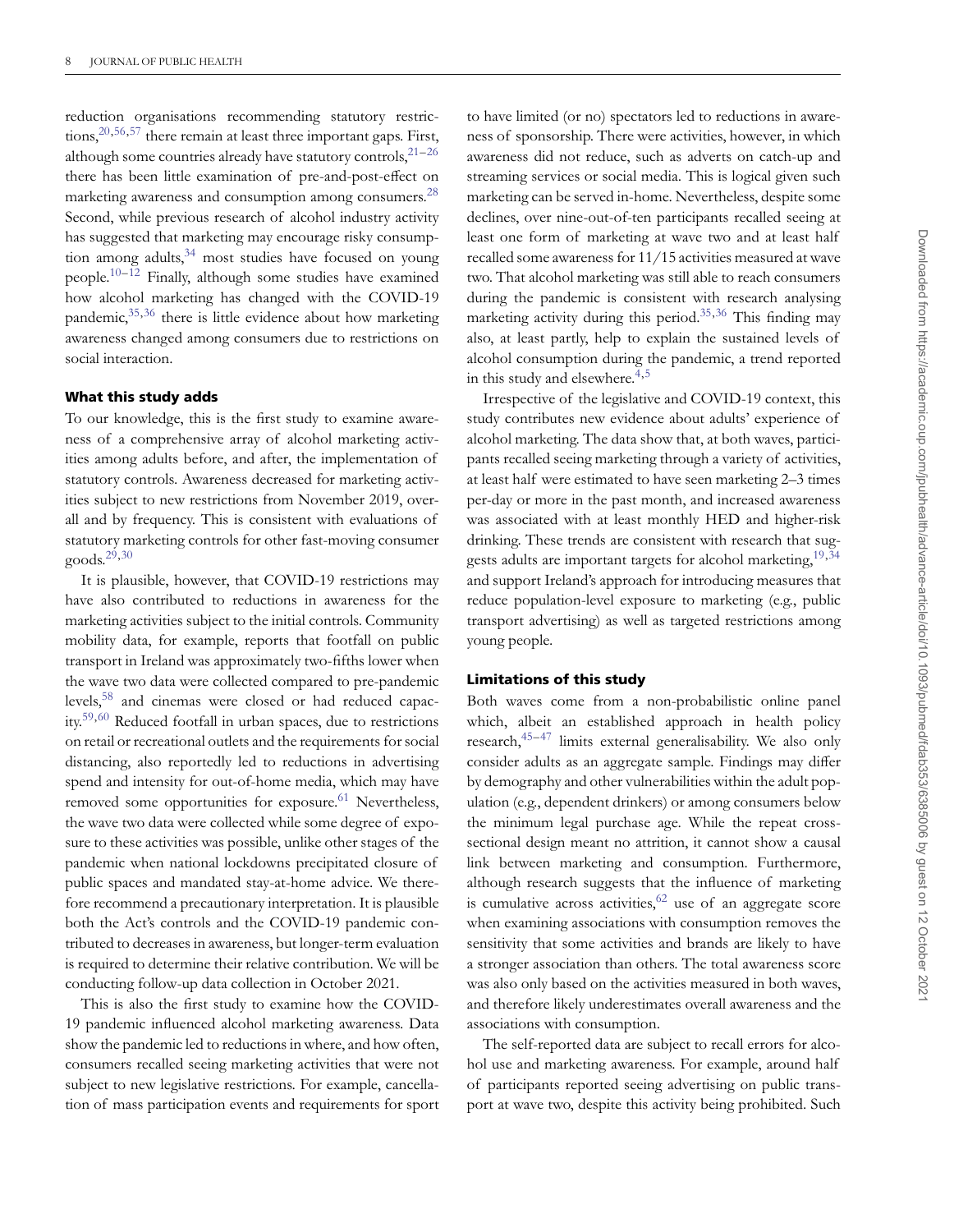reduction organisations recommending statutory restrictions,[20,56,57] there remain at least three important gaps. First, although some countries already have statutory controls,[21–26] there has been little examination of pre-and-post-effect on marketing awareness and consumption among consumers.[28] Second, while previous research of alcohol industry activity has suggested that marketing may encourage risky consumption among adults,[34] most studies have focused on young people.[10–12] Finally, although some studies have examined how alcohol marketing has changed with the COVID-19 pandemic,[35,36] there is little evidence about how marketing awareness changed among consumers due to restrictions on social interaction.

### What this study adds

To our knowledge, this is the first study to examine awareness of a comprehensive array of alcohol marketing activities among adults before, and after, the implementation of statutory controls. Awareness decreased for marketing activities subject to new restrictions from November 2019, overall and by frequency. This is consistent with evaluations of statutory marketing controls for other fast-moving consumer goods.[29,30]

It is plausible, however, that COVID-19 restrictions may have also contributed to reductions in awareness for the marketing activities subject to the initial controls. Community mobility data, for example, reports that footfall on public transport in Ireland was approximately two-fifths lower when the wave two data were collected compared to pre-pandemic levels,[58] and cinemas were closed or had reduced capacity.[59,60] Reduced footfall in urban spaces, due to restrictions on retail or recreational outlets and the requirements for social distancing, also reportedly led to reductions in advertising spend and intensity for out-of-home media, which may have removed some opportunities for exposure.[61] Nevertheless, the wave two data were collected while some degree of exposure to these activities was possible, unlike other stages of the pandemic when national lockdowns precipitated closure of public spaces and mandated stay-at-home advice. We therefore recommend a precautionary interpretation. It is plausible both the Act's controls and the COVID-19 pandemic contributed to decreases in awareness, but longer-term evaluation is required to determine their relative contribution. We will be conducting follow-up data collection in October 2021.

This is also the first study to examine how the COVID-19 pandemic influenced alcohol marketing awareness. Data show the pandemic led to reductions in where, and how often, consumers recalled seeing marketing activities that were not subject to new legislative restrictions. For example, cancellation of mass participation events and requirements for sport to have limited (or no) spectators led to reductions in awareness of sponsorship. There were activities, however, in which awareness did not reduce, such as adverts on catch-up and streaming services or social media. This is logical given such marketing can be served in-home. Nevertheless, despite some declines, over nine-out-of-ten participants recalled seeing at least one form of marketing at wave two and at least half recalled some awareness for 11/15 activities measured at wave two. That alcohol marketing was still able to reach consumers during the pandemic is consistent with research analysing marketing activity during this period.[35,36] This finding may also, at least partly, help to explain the sustained levels of alcohol consumption during the pandemic, a trend reported in this study and elsewhere.[4,5]

Irrespective of the legislative and COVID-19 context, this study contributes new evidence about adults' experience of alcohol marketing. The data show that, at both waves, participants recalled seeing marketing through a variety of activities, at least half were estimated to have seen marketing 2–3 times per-day or more in the past month, and increased awareness was associated with at least monthly HED and higher-risk drinking. These trends are consistent with research that suggests adults are important targets for alcohol marketing,[19,34] and support Ireland's approach for introducing measures that reduce population-level exposure to marketing (e.g., public transport advertising) as well as targeted restrictions among young people.

### Limitations of this study

Both waves come from a non-probabilistic online panel which, albeit an established approach in health policy research,[45–47] limits external generalisability. We also only consider adults as an aggregate sample. Findings may differ by demography and other vulnerabilities within the adult population (e.g., dependent drinkers) or among consumers below the minimum legal purchase age. While the repeat cross-sectional design meant no attrition, it cannot show a causal link between marketing and consumption. Furthermore, although research suggests that the influence of marketing is cumulative across activities,[62] use of an aggregate score when examining associations with consumption removes the sensitivity that some activities and brands are likely to have a stronger association than others. The total awareness score was also only based on the activities measured in both waves, and therefore likely underestimates overall awareness and the associations with consumption.

The self-reported data are subject to recall errors for alcohol use and marketing awareness. For example, around half of participants reported seeing advertising on public transport at wave two, despite this activity being prohibited. Such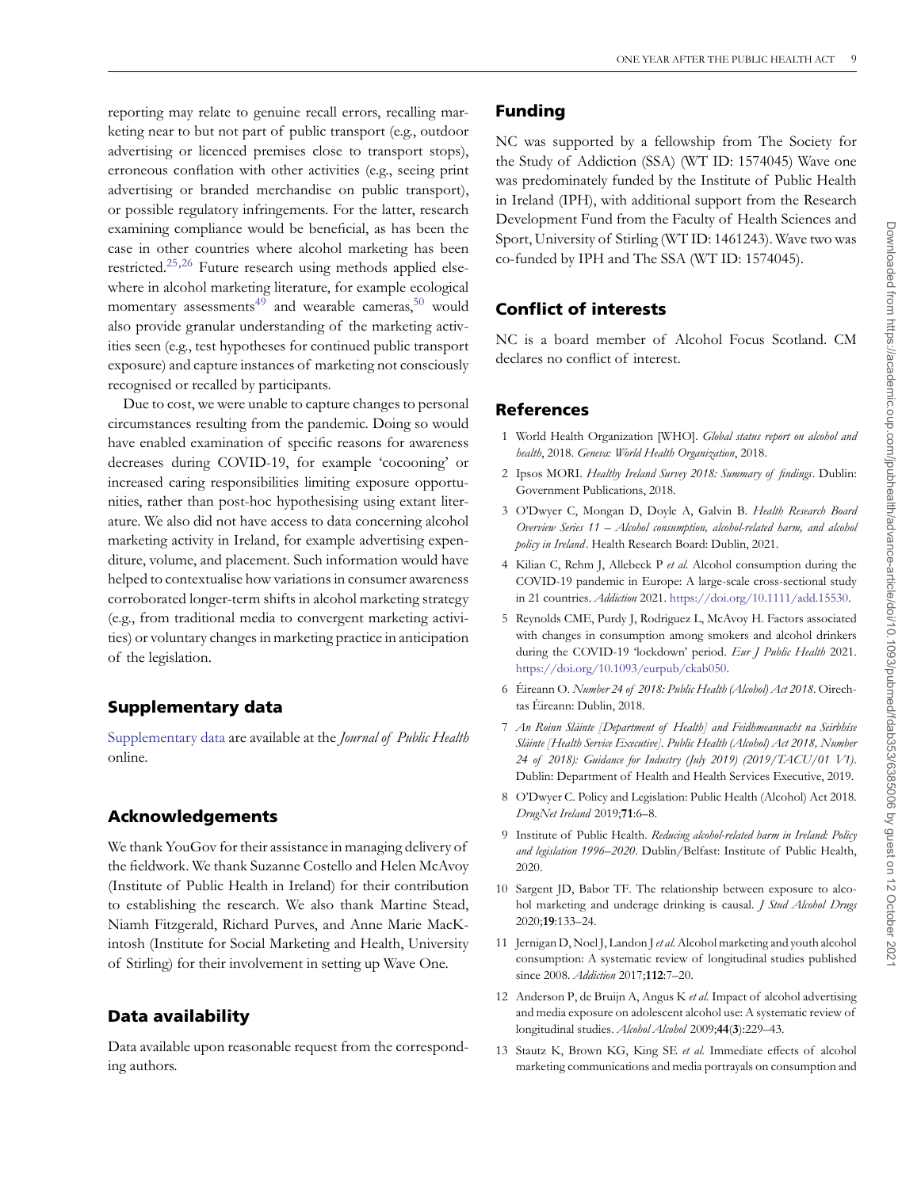reporting may relate to genuine recall errors, recalling marketing near to but not part of public transport (e.g., outdoor advertising or licenced premises close to transport stops), erroneous conflation with other activities (e.g., seeing print advertising or branded merchandise on public transport), or possible regulatory infringements. For the latter, research examining compliance would be beneficial, as has been the case in other countries where alcohol marketing has been restricted.[25,26] Future research using methods applied elsewhere in alcohol marketing literature, for example ecological momentary assessments[49] and wearable cameras,[50] would also provide granular understanding of the marketing activities seen (e.g., test hypotheses for continued public transport exposure) and capture instances of marketing not consciously recognised or recalled by participants.

Due to cost, we were unable to capture changes to personal circumstances resulting from the pandemic. Doing so would have enabled examination of specific reasons for awareness decreases during COVID-19, for example 'cocooning' or increased caring responsibilities limiting exposure opportunities, rather than post-hoc hypothesising using extant literature. We also did not have access to data concerning alcohol marketing activity in Ireland, for example advertising expenditure, volume, and placement. Such information would have helped to contextualise how variations in consumer awareness corroborated longer-term shifts in alcohol marketing strategy (e.g., from traditional media to convergent marketing activities) or voluntary changes in marketing practice in anticipation of the legislation.

## Supplementary data

Supplementary data are available at the *Journal of Public Health* online.

## Acknowledgements

We thank YouGov for their assistance in managing delivery of the fieldwork. We thank Suzanne Costello and Helen McAvoy (Institute of Public Health in Ireland) for their contribution to establishing the research. We also thank Martine Stead, Niamh Fitzgerald, Richard Purves, and Anne Marie MacKintosh (Institute for Social Marketing and Health, University of Stirling) for their involvement in setting up Wave One.

## Data availability

Data available upon reasonable request from the corresponding authors.

## Funding

NC was supported by a fellowship from The Society for the Study of Addiction (SSA) (WT ID: 1574045) Wave one was predominately funded by the Institute of Public Health in Ireland (IPH), with additional support from the Research Development Fund from the Faculty of Health Sciences and Sport, University of Stirling (WT ID: 1461243). Wave two was co-funded by IPH and The SSA (WT ID: 1574045).

## Conflict of interests

NC is a board member of Alcohol Focus Scotland. CM declares no conflict of interest.

## References

1. World Health Organization [WHO]. *Global status report on alcohol and health*, 2018. *Geneva: World Health Organization*, 2018.
2. Ipsos MORI. *Healthy Ireland Survey 2018: Summary of findings*. Dublin: Government Publications, 2018.
3. O'Dwyer C, Mongan D, Doyle A, Galvin B. *Health Research Board Overview Series 11 – Alcohol consumption, alcohol-related harm, and alcohol policy in Ireland*. Health Research Board: Dublin, 2021.
4. Kilian C, Rehm J, Allebeck P *et al.* Alcohol consumption during the COVID-19 pandemic in Europe: A large-scale cross-sectional study in 21 countries. *Addiction* 2021. https://doi.org/10.1111/add.15530.
5. Reynolds CME, Purdy J, Rodriguez L, McAvoy H. Factors associated with changes in consumption among smokers and alcohol drinkers during the COVID-19 'lockdown' period. *Eur J Public Health* 2021. https://doi.org/10.1093/eurpub/ckab050.
6. Éireann O. *Number 24 of 2018: Public Health (Alcohol) Act 2018*. Oirechtas Éireann: Dublin, 2018.
7. *An Roinn Sláinte [Department of Health] and Feidhmeannacht na Seirbhíse Sláinte [Health Service Executive]. Public Health (Alcohol) Act 2018, Number 24 of 2018): Guidance for Industry (July 2019) (2019/TACU/01 V1)*. Dublin: Department of Health and Health Services Executive, 2019.
8. O'Dwyer C. Policy and Legislation: Public Health (Alcohol) Act 2018. *DrugNet Ireland* 2019;**71**:6–8.
9. Institute of Public Health. *Reducing alcohol-related harm in Ireland: Policy and legislation 1996–2020*. Dublin/Belfast: Institute of Public Health, 2020.
10. Sargent JD, Babor TF. The relationship between exposure to alcohol marketing and underage drinking is causal. *J Stud Alcohol Drugs* 2020;**19**:133–24.
11. Jernigan D, Noel J, Landon J *et al.* Alcohol marketing and youth alcohol consumption: A systematic review of longitudinal studies published since 2008. *Addiction* 2017;**112**:7–20.
12. Anderson P, de Bruijn A, Angus K *et al.* Impact of alcohol advertising and media exposure on adolescent alcohol use: A systematic review of longitudinal studies. *Alcohol Alcohol* 2009;**44**(**3**):229–43.
13. Stautz K, Brown KG, King SE *et al.* Immediate effects of alcohol marketing communications and media portrayals on consumption and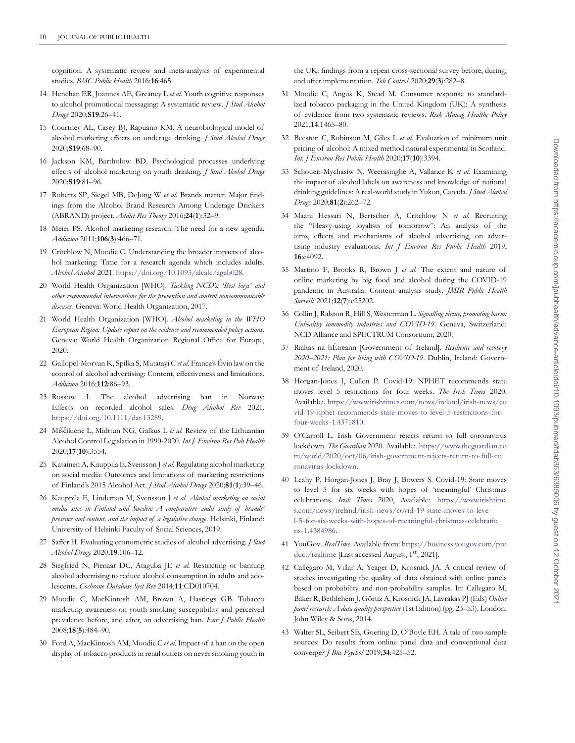cognition: A systematic review and meta-analysis of experimental studies. *BMC Public Health* 2016;**16**:465.

14 Henehan ER, Joannes AE, Greaney L *et al.* Youth cognitive responses to alcohol promotional messaging: A systematic review. *J Stud Alcohol Drugs* 2020;**S19**:26–41.

15 Courtney AL, Casey BJ, Rapuano KM. A neurobiological model of alcohol marketing effects on underage drinking. *J Stud Alcohol Drugs* 2020;**S19**:68–90.

16 Jackson KM, Bartholow BD. Psychological processes underlying effects of alcohol marketing on youth drinking. *J Stud Alcohol Drugs* 2020;**S19**:81–96.

17 Roberts SP, Siegel MB, DeJong W *et al.* Brands matter. Major findings from the Alcohol Brand Research Among Underage Drinkers (ABRAND) project. *Addict Res Theory* 2016;**24**(**1**):32–9.

18 Meier PS. Alcohol marketing research: The need for a new agenda. *Addiction* 2011;**106**(**3**):466–71.

19 Critchlow N, Moodie C. Understanding the broader impacts of alcohol marketing: Time for a research agenda which includes adults. *Alcohol Alcohol* 2021. https://doi.org/10.1093/alcalc/agab028.

20 World Health Organization [WHO]. *Tackling NCD's: 'Best buys' and other recommended interventions for the prevention and control noncommunicable diseases*. Geneva: World Health Organization, 2017.

21 World Health Organization [WHO]. *Alcohol marketing in the WHO European Region: Update report on the evidence and recommended policy actions*. Geneva: World Health Organization Regional Office for Europe, 2020.

22 Gallopel-Morvan K, Spilka S, Mutatayi C *et al.* France's Évin law on the control of alcohol advertising: Content, effectiveness and limitations. *Addiction* 2016;**112**:86–93.

23 Rossow I. The alcohol advertising ban in Norway: Effects on recorded alcohol sales. *Drug Alcohol Rev* 2021. https://doi.org/10.1111/dar.13289.

24 Miščikienė L, Midttun NG, Galkus L *et al.* Review of the Lithuanian Alcohol Control Legislation in 1990-2020. *Int J. Environ Res Pub Health* 2020;**17**(**10**):3554.

25 Katainen A, Kauppila E, Svensson J *et al.* Regulating alcohol marketing on social media: Outcomes and limitations of marketing restrictions of Finland's 2015 Alcohol Act. *J Stud Alcohol Drugs* 2020;**81**(**1**):39–46.

26 Kauppila E, Lindeman M, Svensson J *et al. Alcohol marketing on social media sites in Finland and Sweden: A comparative audit study of brands' presence and content, and the impact of a legislative change*. Helsinki, Finland: University of Helsinki Faculty of Social Sciences, 2019.

27 Saffer H. Evaluating econometric studies of alcohol advertising. *J Stud Alcohol Drugs* 2020;**19**:106–12.

28 Siegfried N, Pienaar DC, Ataguba JE *et al.* Restricting or banning alcohol advertising to reduce alcohol consumption in adults and adolescents. *Cochrane Database Syst Rev* 2014;**11**:CD010704.

29 Moodie C, MacKintosh AM, Brown A, Hastings GB. Tobacco marketing awareness on youth smoking susceptibility and perceived prevalence before, and after, an advertising ban. *Eur J Public Health* 2008;**18**(**5**):484–90.

30 Ford A, MacKintosh AM, Moodie C *et al.* Impact of a ban on the open display of tobacco products in retail outlets on never smoking youth in the UK: findings from a repeat cross-sectional survey before, during, and after implementation. *Tob Control* 2020;**29**(**3**):282–8.

31 Moodie C, Angus K, Stead M. Consumer response to standardized tobacco packaging in the United Kingdom (UK): A synthesis of evidence from two systematic reviews. *Risk Manag Healthc Policy* 2021;**14**:1465–80.

32 Beeston C, Robinson M, Giles L *et al.* Evaluation of minimum unit pricing of alcohol: A mixed method natural experimental in Scotland. *Int. J Environ Res Public Health* 2020;**17**(**10**):3394.

33 Schoueri-Mychasiw N, Weerasinghe A, Vallance K *et al.* Examining the impact of alcohol labels on awareness and knowledge of national drinking guidelines: A real-world study in Yukon, Canada. *J Stud Alcohol Drugs* 2020;**81**(**2**):262–72.

34 Maani Hessari N, Bertscher A, Critchlow N *et al.* Recruiting the "Heavy-using loyalists of tomorrow": An analysis of the aims, effects and mechanisms of alcohol advertising, on advertising industry evaluations. *Int J Environ Res Public Health* 2019; **16**:e4092.

35 Martino F, Brooks R, Brown J *et al.* The extent and nature of online marketing by big food and alcohol during the COVID-19 pandemic in Australia: Content analysis study. *JMIR Public Health Surveill* 2021;**12**(**7**):e25202.

36 Collin J, Ralston R, Hill S, Westerman L. *Signalling virtue, promoting harm: Unhealthy commodity industries and COVID-19*. Geneva, Switzerland: NCD Alliance and SPECTRUM Consortium, 2020.

37 Rialtas na hÉireann [Government of Ireland]. *Resilience and recovery 2020–2021: Plan for living with COVID-19*. Dublin, Ireland: Government of Ireland, 2020.

38 Horgan-Jones J, Cullen P. Covid-19: NPHET recommends state moves level 5 restrictions for four weeks. *The Irish Times* 2020. Available:. https://www.irishtimes.com/news/ireland/irish-news/covid-19-nphet-recommends-state-moves-to-level-5-restrictions-for-four-weeks-1.4371810.

39 O'Carroll L. Irish Government rejects return to full coronavirus lockdown. *The Guardian* 2020. Available:. https://www.theguardian.com/world/2020/oct/06/irish-government-rejects-return-to-full-coronavirus-lockdown.

40 Leahy P, Horgan-Jones J, Bray J, Bowers S. Covid-19: State moves to level 5 for six weeks with hopes of 'meaningful' Christmas celebrations. *Irish Times* 2020, Available:. https://www.irishtimes.com/news/ireland/irish-news/covid-19-state-moves-to-level-5-for-six-weeks-with-hopes-of-meaningful-christmas-celebrations-1.4384986.

41 YouGov. *RealTime*. Available from: https://business.yougov.com/product/realtime [Last accessed August, 1st, 2021].

42 Callegaro M, Villar A, Yeager D, Krosnick JA. A critical review of studies investigating the quality of data obtained with online panels based on probability and non-probability samples. In: Callegaro M, Baker R, Bethlehem J, Görtiz A, Krosnick JA, Lavrakas PJ (Eds) *Online panel research: A data quality perspective* (1st Edition) (pg. 23–53). London: John Wiley & Sons, 2014.

43 Walter SL, Seibert SE, Goering D, O'Boyle EH. A tale of two sample sources: Do results from online panel data and conventional data converge? *J Bus Psychol* 2019;**34**:425–52.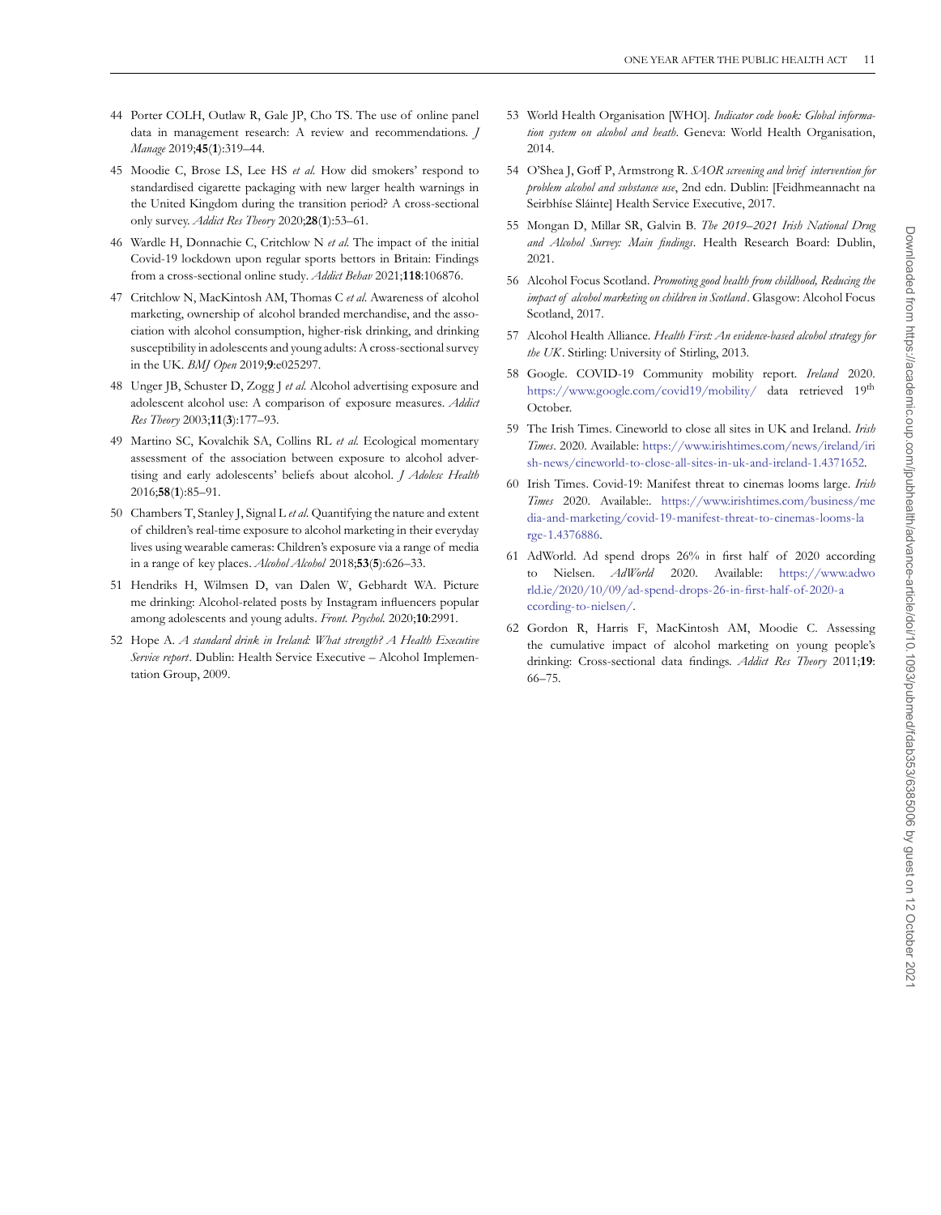44 Porter COLH, Outlaw R, Gale JP, Cho TS. The use of online panel data in management research: A review and recommendations. *J Manage* 2019;**45**(**1**):319–44.

45 Moodie C, Brose LS, Lee HS *et al.* How did smokers' respond to standardised cigarette packaging with new larger health warnings in the United Kingdom during the transition period? A cross-sectional only survey. *Addict Res Theory* 2020;**28**(**1**):53–61.

46 Wardle H, Donnachie C, Critchlow N *et al.* The impact of the initial Covid-19 lockdown upon regular sports bettors in Britain: Findings from a cross-sectional online study. *Addict Behav* 2021;**118**:106876.

47 Critchlow N, MacKintosh AM, Thomas C *et al.* Awareness of alcohol marketing, ownership of alcohol branded merchandise, and the association with alcohol consumption, higher-risk drinking, and drinking susceptibility in adolescents and young adults: A cross-sectional survey in the UK. *BMJ Open* 2019;**9**:e025297.

48 Unger JB, Schuster D, Zogg J *et al.* Alcohol advertising exposure and adolescent alcohol use: A comparison of exposure measures. *Addict Res Theory* 2003;**11**(**3**):177–93.

49 Martino SC, Kovalchik SA, Collins RL *et al.* Ecological momentary assessment of the association between exposure to alcohol advertising and early adolescents' beliefs about alcohol. *J Adolesc Health* 2016;**58**(**1**):85–91.

50 Chambers T, Stanley J, Signal L *et al.* Quantifying the nature and extent of children's real-time exposure to alcohol marketing in their everyday lives using wearable cameras: Children's exposure via a range of media in a range of key places. *Alcohol Alcohol* 2018;**53**(**5**):626–33.

51 Hendriks H, Wilmsen D, van Dalen W, Gebhardt WA. Picture me drinking: Alcohol-related posts by Instagram influencers popular among adolescents and young adults. *Front. Psychol.* 2020;**10**:2991.

52 Hope A. *A standard drink in Ireland: What strength? A Health Executive Service report*. Dublin: Health Service Executive – Alcohol Implementation Group, 2009.

53 World Health Organisation [WHO]. *Indicator code book: Global information system on alcohol and heath*. Geneva: World Health Organisation, 2014.

54 O'Shea J, Goff P, Armstrong R. *SAOR screening and brief intervention for problem alcohol and substance use*, 2nd edn. Dublin: [Feidhmeannacht na Seirbhíse Sláinte] Health Service Executive, 2017.

55 Mongan D, Millar SR, Galvin B. *The 2019–2021 Irish National Drug and Alcohol Survey: Main findings*. Health Research Board: Dublin, 2021.

56 Alcohol Focus Scotland. *Promoting good health from childhood, Reducing the impact of alcohol marketing on children in Scotland*. Glasgow: Alcohol Focus Scotland, 2017.

57 Alcohol Health Alliance. *Health First: An evidence-based alcohol strategy for the UK*. Stirling: University of Stirling, 2013.

58 Google. COVID-19 Community mobility report. *Ireland* 2020. https://www.google.com/covid19/mobility/ data retrieved 19th October.

59 The Irish Times. Cineworld to close all sites in UK and Ireland. *Irish Times*. 2020. Available: https://www.irishtimes.com/news/ireland/irish-news/cineworld-to-close-all-sites-in-uk-and-ireland-1.4371652.

60 Irish Times. Covid-19: Manifest threat to cinemas looms large. *Irish Times* 2020. Available:. https://www.irishtimes.com/business/media-and-marketing/covid-19-manifest-threat-to-cinemas-looms-large-1.4376886.

61 AdWorld. Ad spend drops 26% in first half of 2020 according to Nielsen. *AdWorld* 2020. Available: https://www.adworld.ie/2020/10/09/ad-spend-drops-26-in-first-half-of-2020-according-to-nielsen/.

62 Gordon R, Harris F, MacKintosh AM, Moodie C. Assessing the cumulative impact of alcohol marketing on young people's drinking: Cross-sectional data findings. *Addict Res Theory* 2011;**19**: 66–75.